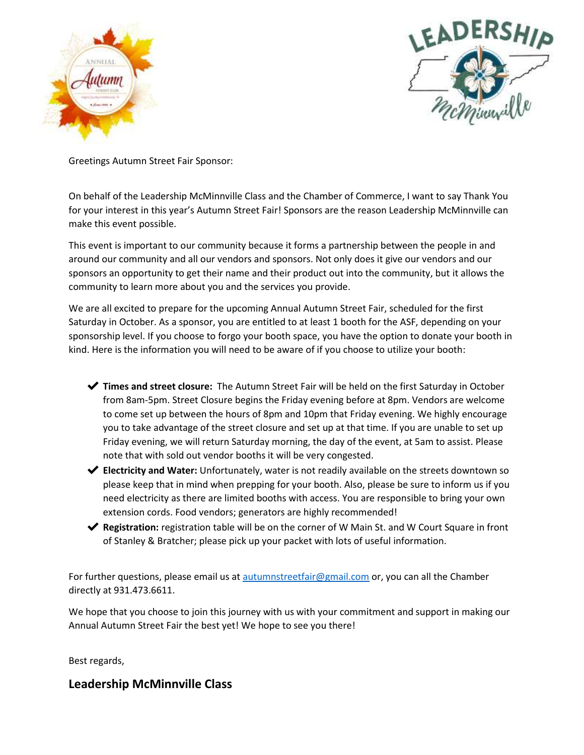Greetings Autumn Street Fair Sponsor:

On behalf of the Leadership McMinnville Class and the Chamber of Commerce, I want to say Thank You for your interest in this year's Autumn Street Fair! Sponsors are the reason Leadership McMinnville can make this event possible.

This event is important to our community because it forms a partnership between the people in and around our community and all our vendors and sponsors. Not only does it give our vendors and our sponsors an opportunity to get their name and their product out into the community, but it allows the community to learn more about you and the services you provide.

We are all excited to prepare for the upcoming Annual Autumn Street Fair, scheduled for the first Saturday in October. As a sponsor, you are entitled to at least 1 booth for the ASF, depending on your sponsorship level. If you choose to forgo your booth space, you have the option to donate your booth in kind. Here is the information you will need to be aware of if you choose to utilize your booth:

- ✔ **Times and street closure:** The Autumn Street Fair will be held on the first Saturday in October from 8am-5pm. Street Closure begins the Friday evening before at 8pm. Vendors are welcome to come set up between the hours of 8pm and 10pm that Friday evening. We highly encourage you to take advantage of the street closure and set up at that time. If you are unable to set up Friday evening, we will return Saturday morning, the day of the event, at 5am to assist. Please note that with sold out vendor booths it will be very congested.
- ✔ **Electricity and Water:** Unfortunately, water is not readily available on the streets downtown so please keep that in mind when prepping for your booth. Also, please be sure to inform us if you need electricity as there are limited booths with access. You are responsible to bring your own extension cords. Food vendors; generators are highly recommended!
- ✔ **Registration:** registration table will be on the corner of W Main St. and W Court Square in front of Stanley & Bratcher; please pick up your packet with lots of useful information.

For further questions, please email us at autumnstreetfair@gmail.com or, you can all the Chamber directly at 931.473.6611.

We hope that you choose to join this journey with us with your commitment and support in making our Annual Autumn Street Fair the best yet! We hope to see you there!

Best regards,

**Leadership McMinnville Class**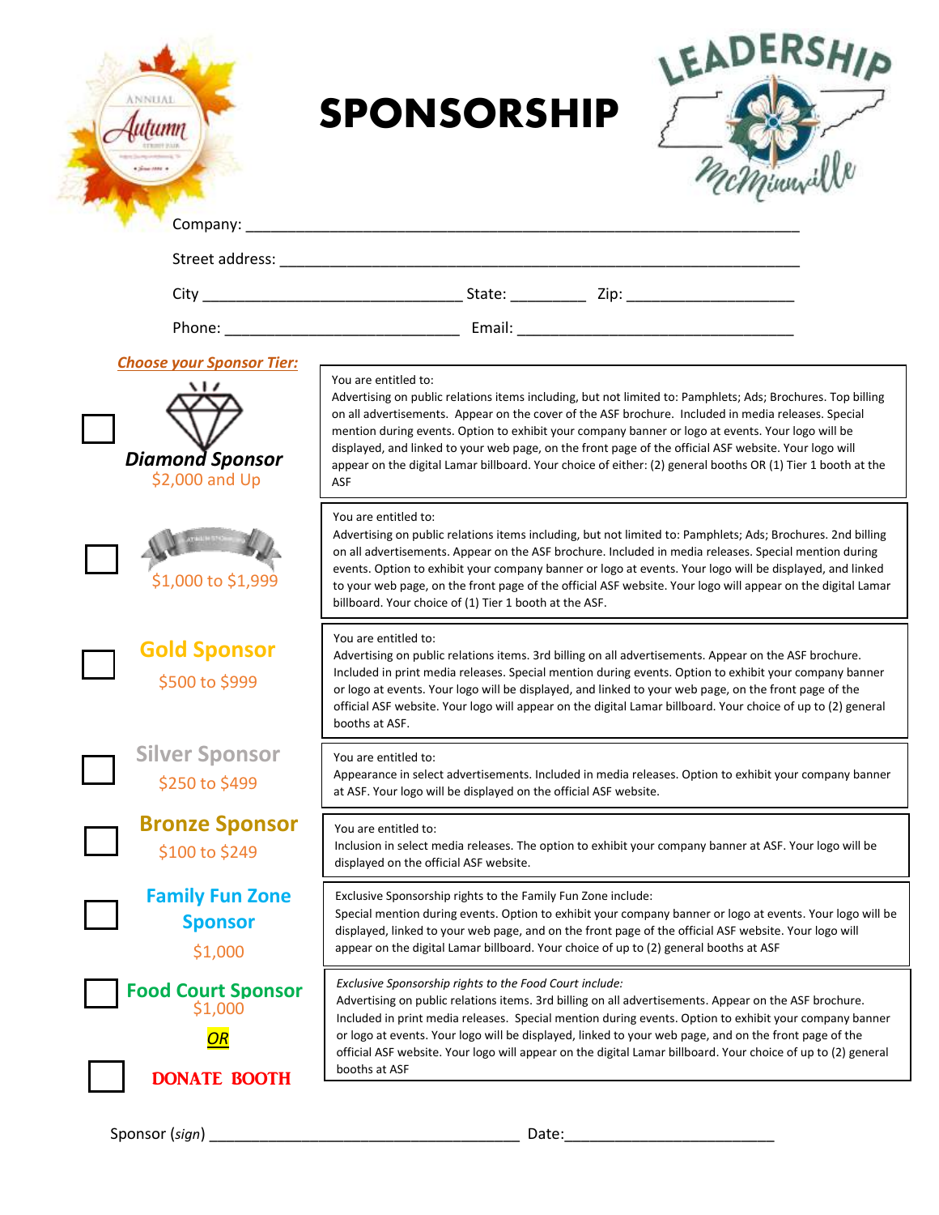# SPONSORSHIP

Company: ___________________________________________________________________

Street address: _______________________________________________________________

City _______________________________ State: _________ Zip: ___________________

Phone: ___________________________ Email: _________________________________

***Choose your Sponsor Tier:***

| | | |
|---|---|---|
| ☐ | ***Diamond Sponsor*** $2,000 and Up | You are entitled to: Advertising on public relations items including, but not limited to: Pamphlets; Ads; Brochures. Top billing on all advertisements. Appear on the cover of the ASF brochure. Included in media releases. Special mention during events. Option to exhibit your company banner or logo at events. Your logo will be displayed, and linked to your web page, on the front page of the official ASF website. Your logo will appear on the digital Lamar billboard. Your choice of either: (2) general booths OR (1) Tier 1 booth at the ASF |
| ☐ | PLATINUM SPONSOR $1,000 to $1,999 | You are entitled to: Advertising on public relations items including, but not limited to: Pamphlets; Ads; Brochures. 2nd billing on all advertisements. Appear on the ASF brochure. Included in media releases. Special mention during events. Option to exhibit your company banner or logo at events. Your logo will be displayed, and linked to your web page, on the front page of the official ASF website. Your logo will appear on the digital Lamar billboard. Your choice of (1) Tier 1 booth at the ASF. |
| ☐ | **Gold Sponsor** $500 to $999 | You are entitled to: Advertising on public relations items. 3rd billing on all advertisements. Appear on the ASF brochure. Included in print media releases. Special mention during events. Option to exhibit your company banner or logo at events. Your logo will be displayed, and linked to your web page, on the front page of the official ASF website. Your logo will appear on the digital Lamar billboard. Your choice of up to (2) general booths at ASF. |
| ☐ | **Silver Sponsor** $250 to $499 | You are entitled to: Appearance in select advertisements. Included in media releases. Option to exhibit your company banner at ASF. Your logo will be displayed on the official ASF website. |
| ☐ | **Bronze Sponsor** $100 to $249 | You are entitled to: Inclusion in select media releases. The option to exhibit your company banner at ASF. Your logo will be displayed on the official ASF website. |
| ☐ | **Family Fun Zone Sponsor** $1,000 | Exclusive Sponsorship rights to the Family Fun Zone include: Special mention during events. Option to exhibit your company banner or logo at events. Your logo will be displayed, linked to your web page, and on the front page of the official ASF website. Your logo will appear on the digital Lamar billboard. Your choice of up to (2) general booths at ASF |
| ☐ | **Food Court Sponsor** $1,000 | *Exclusive Sponsorship rights to the Food Court include:* Advertising on public relations items. 3rd billing on all advertisements. Appear on the ASF brochure. Included in print media releases. Special mention during events. Option to exhibit your company banner or logo at events. Your logo will be displayed, linked to your web page, and on the front page of the official ASF website. Your logo will appear on the digital Lamar billboard. Your choice of up to (2) general booths at ASF |
| | ***OR*** | |
| ☐ | **DONATE BOOTH** | |

Sponsor (*sign*) ____________________________________ Date:________________________